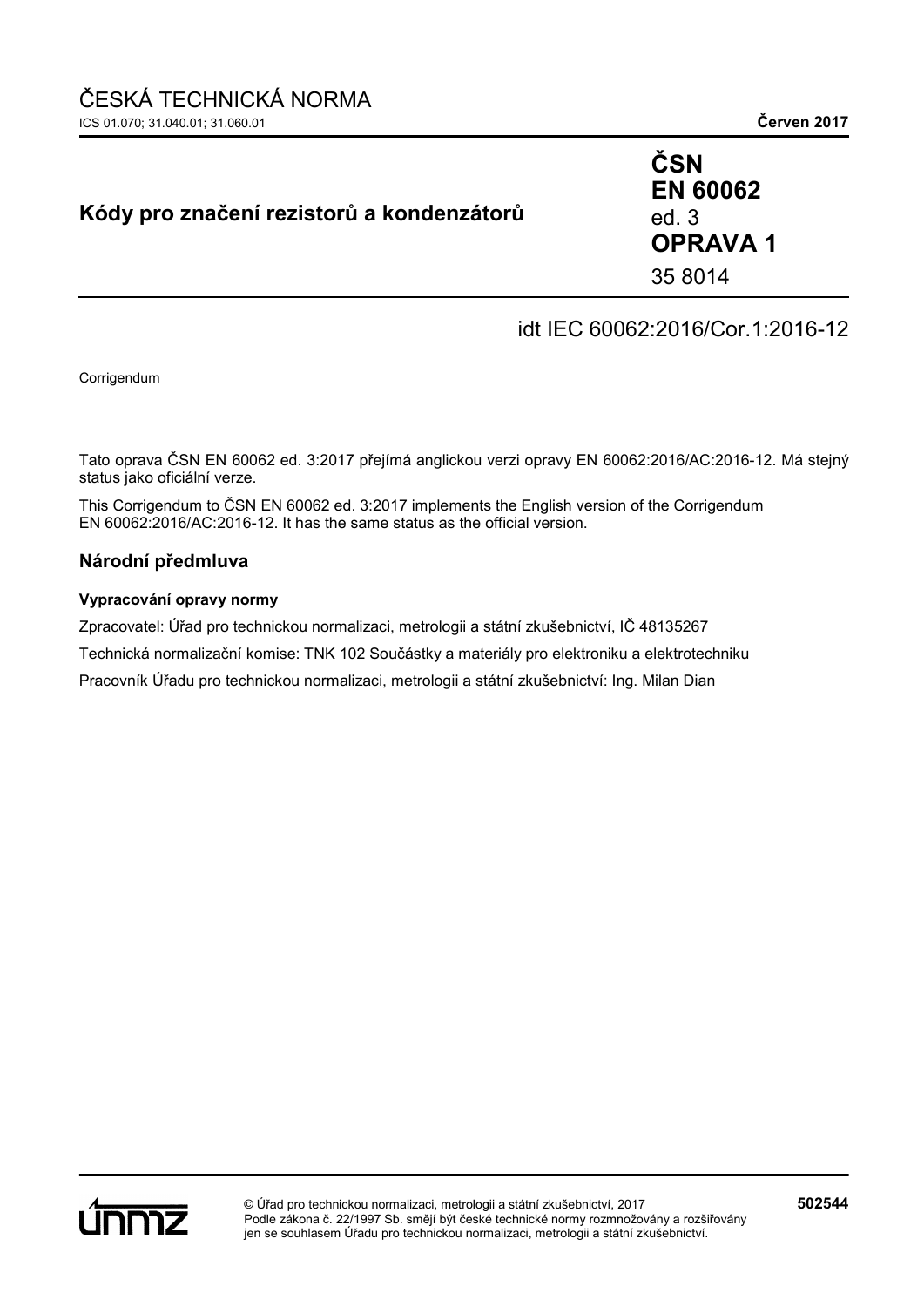ČESKÁ TECHNICKÁ NORMA

ICS 01.070; 31.040.01; 31.060.01 **Červen 2017**

## Kódy pro značení rezistorů a kondenzátorů

**ČSN EN 60062** ed. 3 **OPRAVA 1**

35 8014

idt IEC 60062:2016/Cor.1:2016-12

Corrigendum

Tato oprava ČSN EN 60062 ed. 3:2017 přejímá anglickou verzi opravy EN 60062:2016/AC:2016-12. Má stejný status jako oficiální verze.

This Corrigendum to ČSN EN 60062 ed. 3:2017 implements the English version of the Corrigendum EN 60062:2016/AC:2016-12. It has the same status as the official version.

## Národní předmluva

### Vypracování opravy normy

Zpracovatel: Úřad pro technickou normalizaci, metrologii a státní zkušebnictví, IČ 48135267

Technická normalizační komise: TNK 102 Součástky a materiály pro elektroniku a elektrotechniku

Pracovník Úřadu pro technickou normalizaci, metrologii a státní zkušebnictví: Ing. Milan Dian

© Úřad pro technickou normalizaci, metrologii a státní zkušebnictví, 2017
Podle zákona č. 22/1997 Sb. smějí být české technické normy rozmnožovány a rozšiřovány jen se souhlasem Úřadu pro technickou normalizaci, metrologii a státní zkušebnictví.

**502544**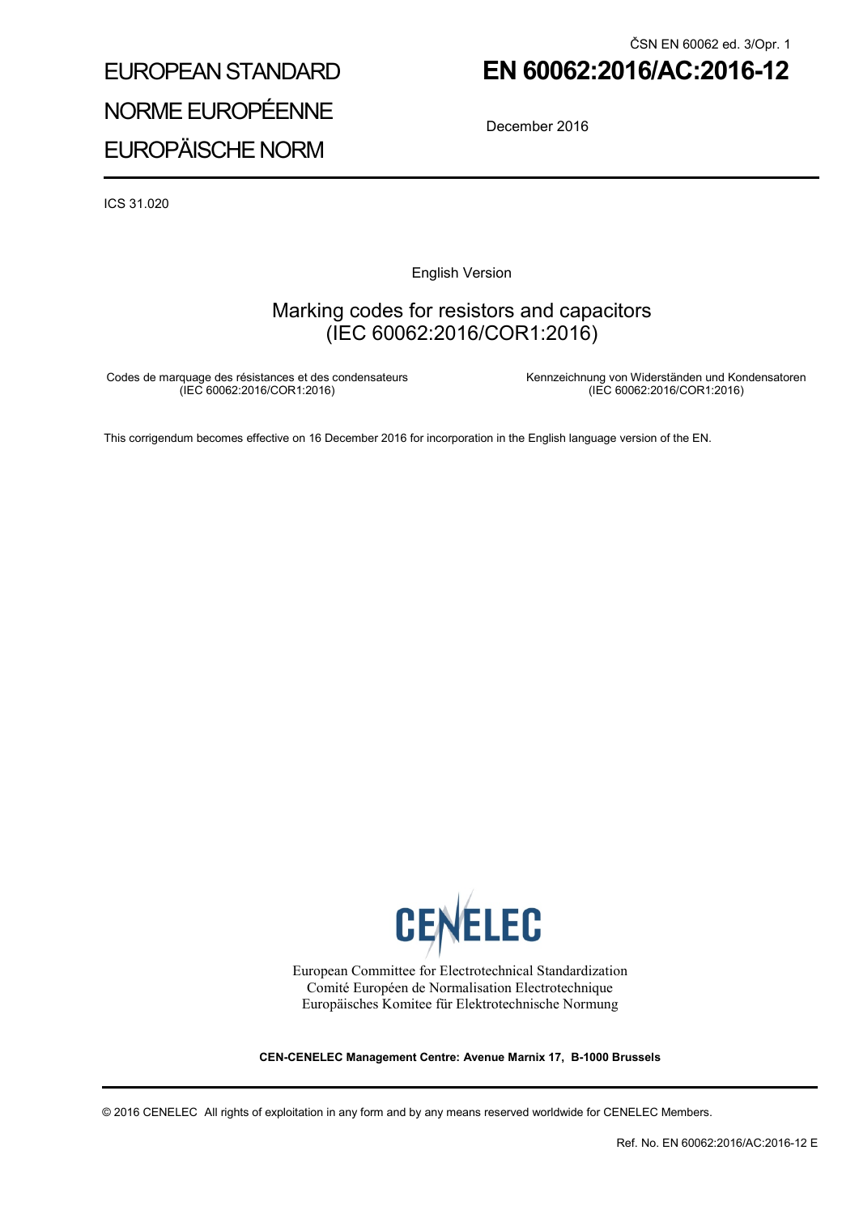ČSN EN 60062 ed. 3/Opr. 1

EUROPEAN STANDARD
NORME EUROPÉENNE
EUROPÄISCHE NORM

# EN 60062:2016/AC:2016-12

December 2016

ICS 31.020

English Version

## Marking codes for resistors and capacitors (IEC 60062:2016/COR1:2016)

Codes de marquage des résistances et des condensateurs (IEC 60062:2016/COR1:2016)

Kennzeichnung von Widerständen und Kondensatoren (IEC 60062:2016/COR1:2016)

This corrigendum becomes effective on 16 December 2016 for incorporation in the English language version of the EN.

CENELEC

European Committee for Electrotechnical Standardization
Comité Européen de Normalisation Electrotechnique
Europäisches Komitee für Elektrotechnische Normung

**CEN-CENELEC Management Centre: Avenue Marnix 17, B-1000 Brussels**

© 2016 CENELEC All rights of exploitation in any form and by any means reserved worldwide for CENELEC Members.

Ref. No. EN 60062:2016/AC:2016-12 E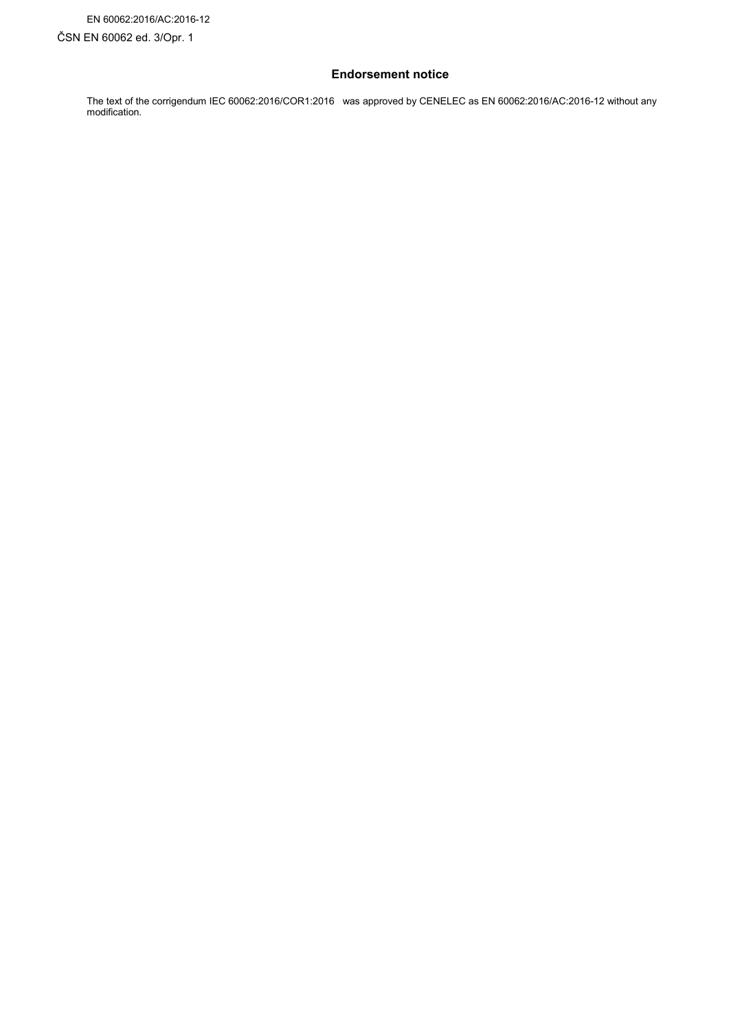## Endorsement notice

The text of the corrigendum IEC 60062:2016/COR1:2016 was approved by CENELEC as EN 60062:2016/AC:2016-12 without any modification.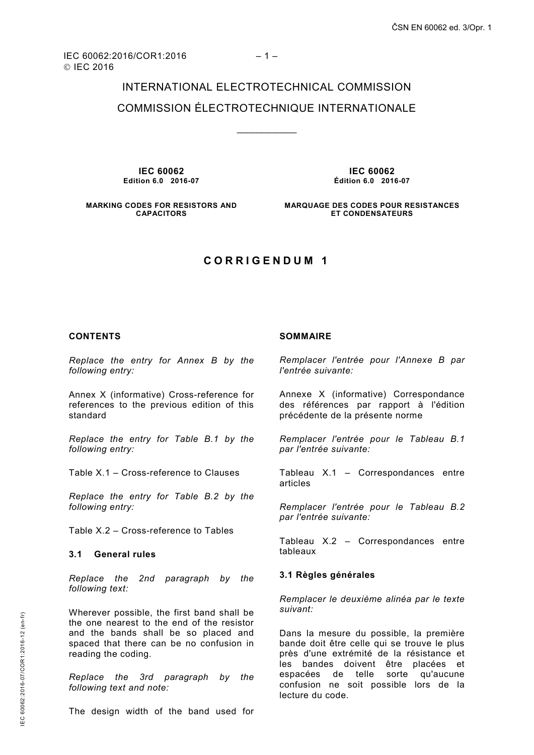IEC 60062:2016/COR1:2016
© IEC 2016

INTERNATIONAL ELECTROTECHNICAL COMMISSION

COMMISSION ÉLECTROTECHNIQUE INTERNATIONALE

---

**IEC 60062**
**Edition 6.0 2016-07**

**MARKING CODES FOR RESISTORS AND CAPACITORS**

**IEC 60062**
**Édition 6.0 2016-07**

**MARQUAGE DES CODES POUR RESISTANCES ET CONDENSATEURS**

# C O R R I G E N D U M 1

**CONTENTS**

*Replace the entry for Annex B by the following entry:*

Annex X (informative) Cross-reference for references to the previous edition of this standard

*Replace the entry for Table B.1 by the following entry:*

Table X.1 – Cross-reference to Clauses

*Replace the entry for Table B.2 by the following entry:*

Table X.2 – Cross-reference to Tables

**3.1 General rules**

*Replace the 2nd paragraph by the following text:*

Wherever possible, the first band shall be the one nearest to the end of the resistor and the bands shall be so placed and spaced that there can be no confusion in reading the coding.

*Replace the 3rd paragraph by the following text and note:*

The design width of the band used for

**SOMMAIRE**

*Remplacer l'entrée pour l'Annexe B par l'entrée suivante:*

Annexe X (informative) Correspondance des références par rapport à l'édition précédente de la présente norme

*Remplacer l'entrée pour le Tableau B.1 par l'entrée suivante:*

Tableau X.1 – Correspondances entre articles

*Remplacer l'entrée pour le Tableau B.2 par l'entrée suivante:*

Tableau X.2 – Correspondances entre tableaux

**3.1 Règles générales**

*Remplacer le deuxième alinéa par le texte suivant:*

Dans la mesure du possible, la première bande doit être celle qui se trouve le plus près d'une extrémité de la résistance et les bandes doivent être placées et espacées de telle sorte qu'aucune confusion ne soit possible lors de la lecture du code.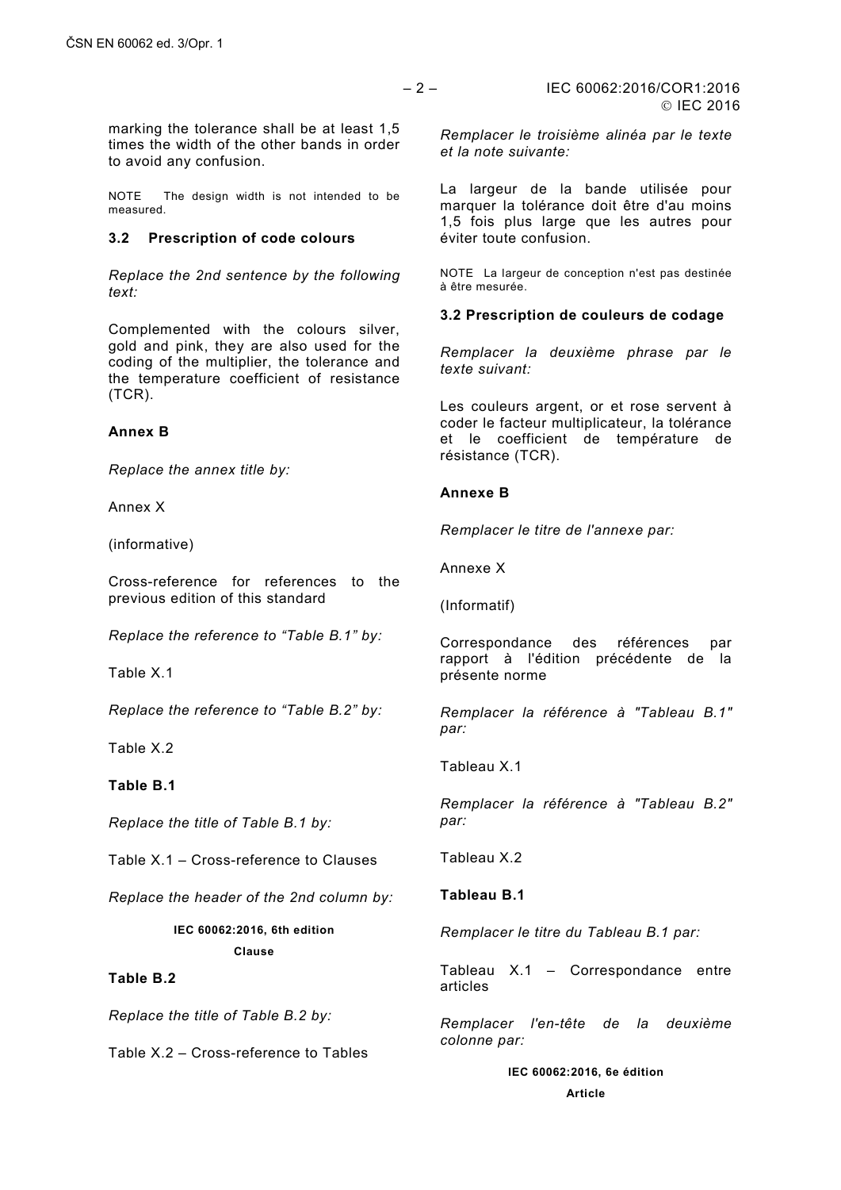marking the tolerance shall be at least 1,5 times the width of the other bands in order to avoid any confusion.

NOTE The design width is not intended to be measured.

### 3.2 Prescription of code colours

*Replace the 2nd sentence by the following text:*

Complemented with the colours silver, gold and pink, they are also used for the coding of the multiplier, the tolerance and the temperature coefficient of resistance (TCR).

**Annex B**

*Replace the annex title by:*

Annex X

(informative)

Cross-reference for references to the previous edition of this standard

*Replace the reference to “Table B.1” by:*

Table X.1

*Replace the reference to “Table B.2” by:*

Table X.2

**Table B.1**

*Replace the title of Table B.1 by:*

Table X.1 – Cross-reference to Clauses

*Replace the header of the 2nd column by:*

**IEC 60062:2016, 6th edition**

**Clause**

**Table B.2**

*Replace the title of Table B.2 by:*

Table X.2 – Cross-reference to Tables

*Remplacer le troisième alinéa par le texte et la note suivante:*

La largeur de la bande utilisée pour marquer la tolérance doit être d'au moins 1,5 fois plus large que les autres pour éviter toute confusion.

NOTE La largeur de conception n'est pas destinée à être mesurée.

### 3.2 Prescription de couleurs de codage

*Remplacer la deuxième phrase par le texte suivant:*

Les couleurs argent, or et rose servent à coder le facteur multiplicateur, la tolérance et le coefficient de température de résistance (TCR).

**Annexe B**

*Remplacer le titre de l'annexe par:*

Annexe X

(Informatif)

Correspondance des références par rapport à l'édition précédente de la présente norme

*Remplacer la référence à "Tableau B.1" par:*

Tableau X.1

*Remplacer la référence à "Tableau B.2" par:*

Tableau X.2

**Tableau B.1**

*Remplacer le titre du Tableau B.1 par:*

Tableau X.1 – Correspondance entre articles

*Remplacer l'en-tête de la deuxième colonne par:*

**IEC 60062:2016, 6e édition**

**Article**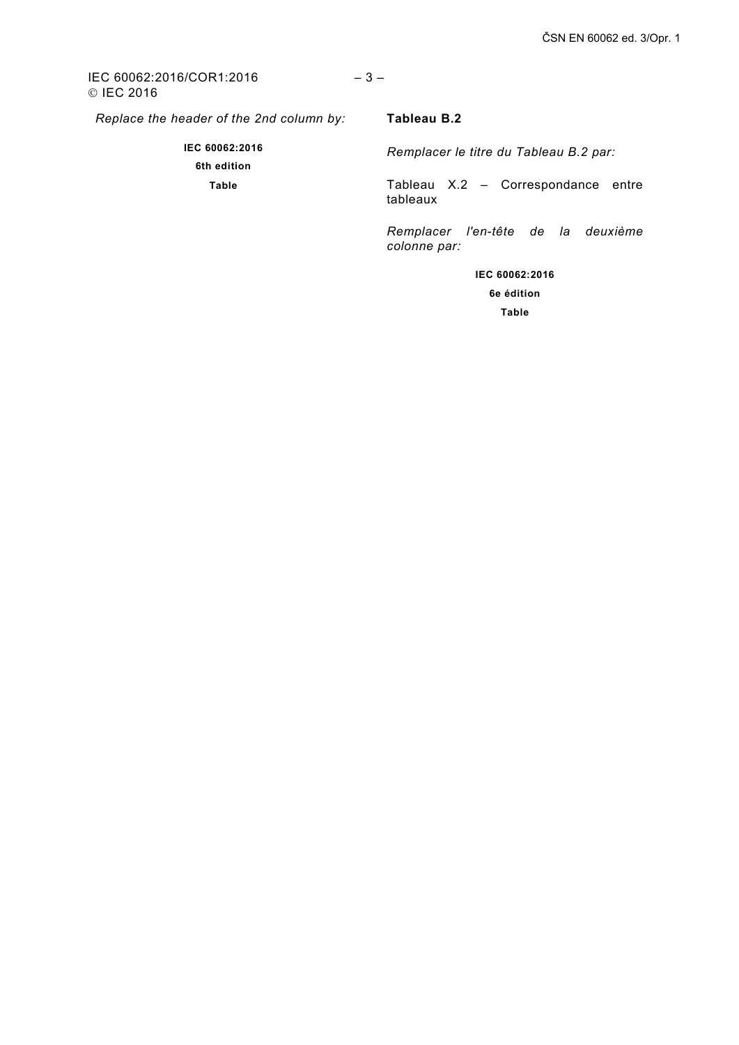*Replace the header of the 2nd column by:*

**IEC 60062:2016**

**6th edition**

**Table**

**Tableau B.2**

*Remplacer le titre du Tableau B.2 par:*

Tableau X.2 – Correspondance entre tableaux

*Remplacer l'en-tête de la deuxième colonne par:*

**IEC 60062:2016**

**6e édition**

**Table**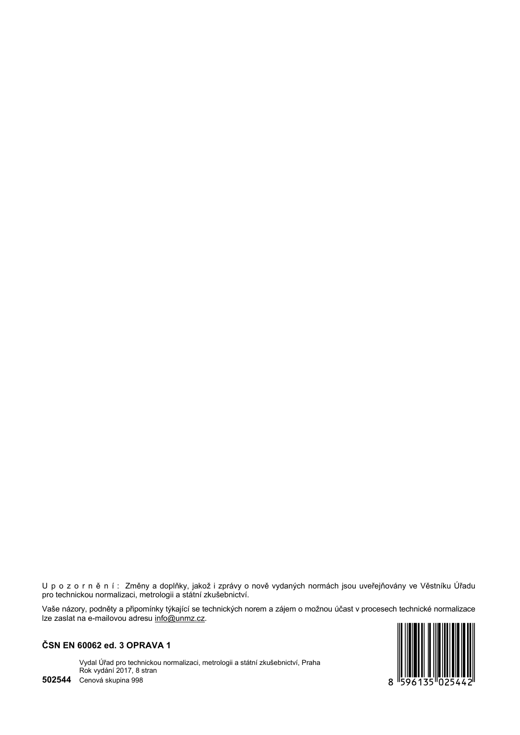U p o z o r n ě n í : Změny a doplňky, jakož i zprávy o nově vydaných normách jsou uveřejňovány ve Věstníku Úřadu pro technickou normalizaci, metrologii a státní zkušebnictví.

Vaše názory, podněty a připomínky týkající se technických norem a zájem o možnou účast v procesech technické normalizace lze zaslat na e-mailovou adresu info@unmz.cz.

**ČSN EN 60062 ed. 3 OPRAVA 1**

Vydal Úřad pro technickou normalizaci, metrologii a státní zkušebnictví, Praha
Rok vydání 2017, 8 stran

**502544** Cenová skupina 998

8 596135 025442